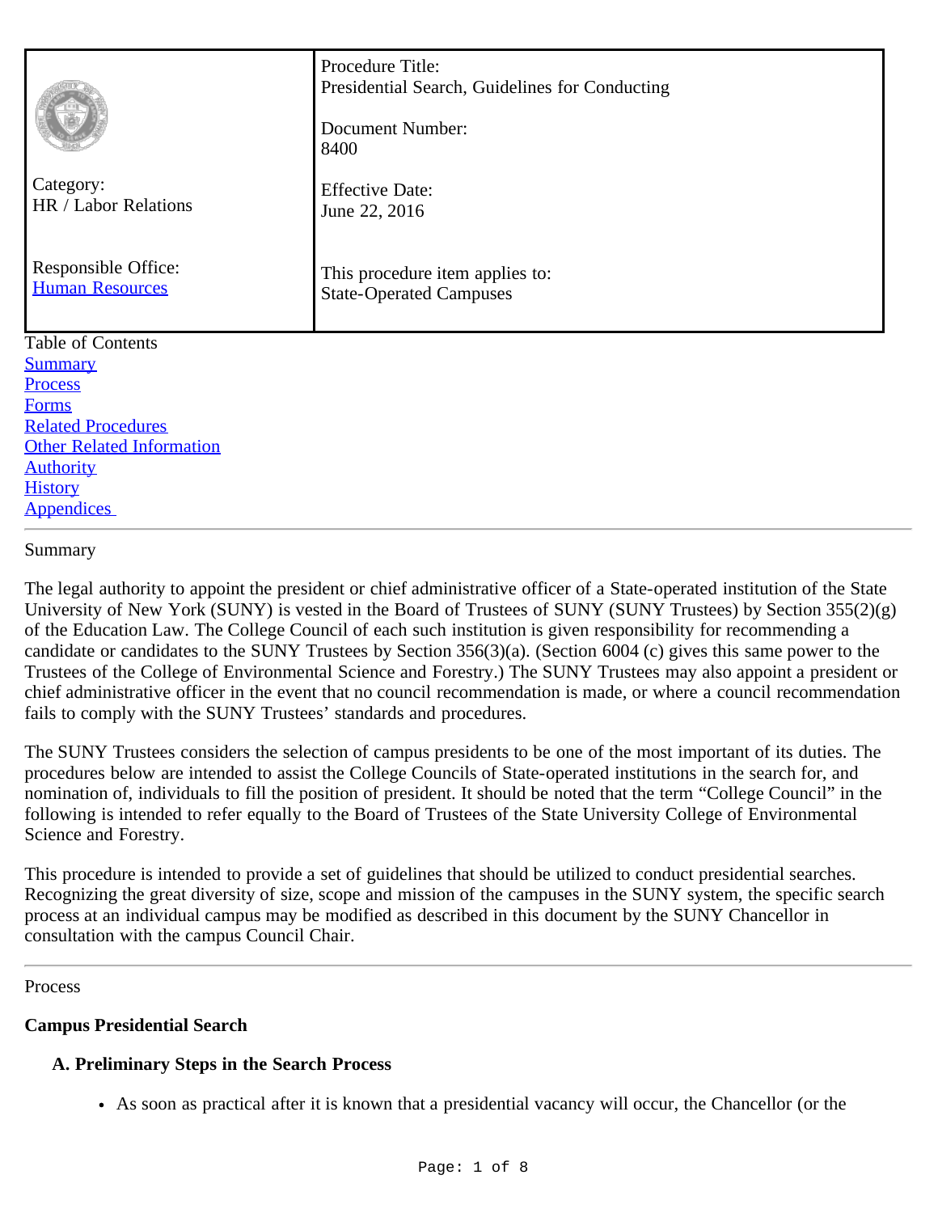| | |
|---|---|
| | Procedure Title:<br>Presidential Search, Guidelines for Conducting |
| | Document Number:<br>8400 |
| Category:<br>HR / Labor Relations | Effective Date:<br>June 22, 2016 |
| Responsible Office:<br>Human Resources | This procedure item applies to:<br>State-Operated Campuses |

Table of Contents

- Summary
- Process
- Forms
- Related Procedures
- Other Related Information
- Authority
- History
- Appendices

---

Summary

The legal authority to appoint the president or chief administrative officer of a State-operated institution of the State University of New York (SUNY) is vested in the Board of Trustees of SUNY (SUNY Trustees) by Section 355(2)(g) of the Education Law. The College Council of each such institution is given responsibility for recommending a candidate or candidates to the SUNY Trustees by Section 356(3)(a). (Section 6004 (c) gives this same power to the Trustees of the College of Environmental Science and Forestry.) The SUNY Trustees may also appoint a president or chief administrative officer in the event that no council recommendation is made, or where a council recommendation fails to comply with the SUNY Trustees' standards and procedures.

The SUNY Trustees considers the selection of campus presidents to be one of the most important of its duties. The procedures below are intended to assist the College Councils of State-operated institutions in the search for, and nomination of, individuals to fill the position of president. It should be noted that the term "College Council" in the following is intended to refer equally to the Board of Trustees of the State University College of Environmental Science and Forestry.

This procedure is intended to provide a set of guidelines that should be utilized to conduct presidential searches. Recognizing the great diversity of size, scope and mission of the campuses in the SUNY system, the specific search process at an individual campus may be modified as described in this document by the SUNY Chancellor in consultation with the campus Council Chair.

---

Process

**Campus Presidential Search**

**A. Preliminary Steps in the Search Process**

- As soon as practical after it is known that a presidential vacancy will occur, the Chancellor (or the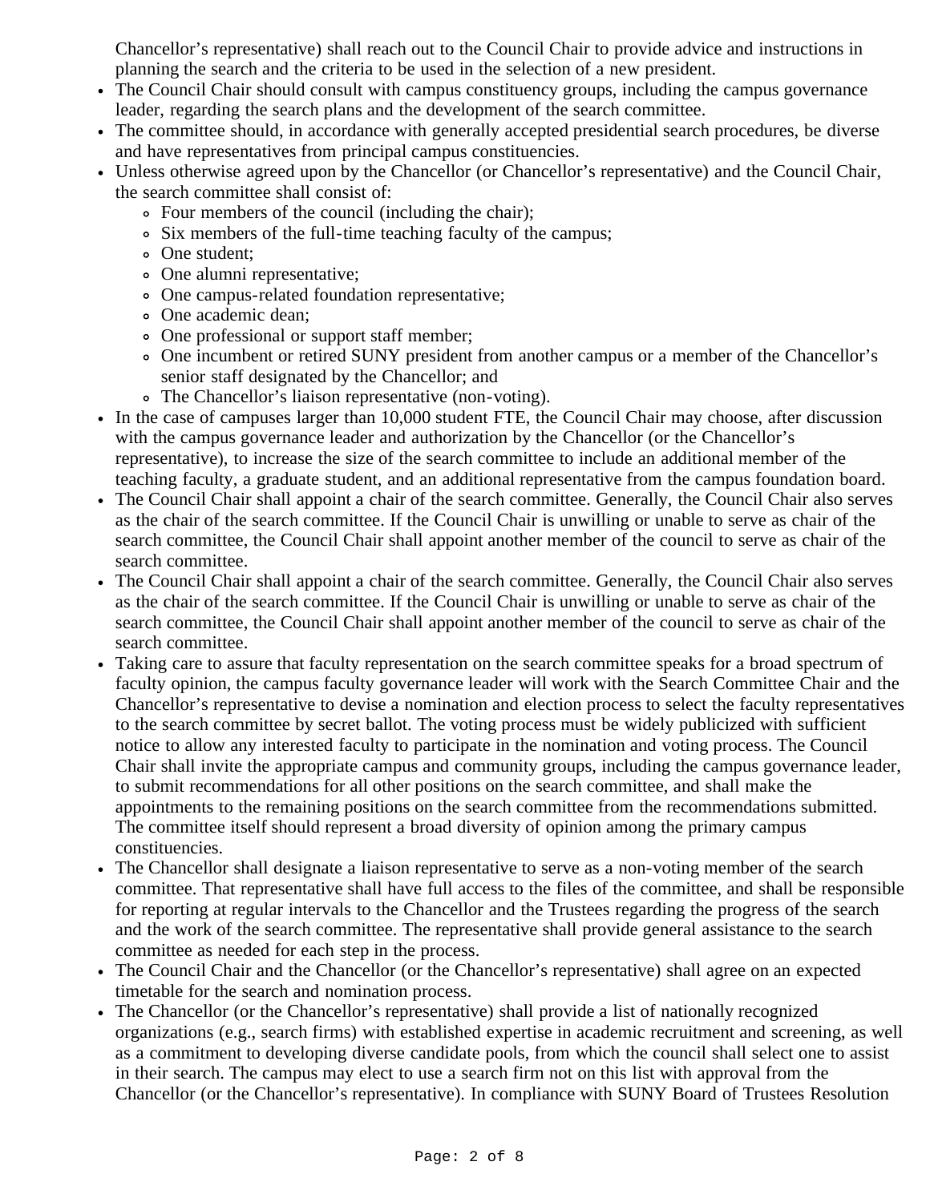Chancellor's representative) shall reach out to the Council Chair to provide advice and instructions in planning the search and the criteria to be used in the selection of a new president.

- The Council Chair should consult with campus constituency groups, including the campus governance leader, regarding the search plans and the development of the search committee.
- The committee should, in accordance with generally accepted presidential search procedures, be diverse and have representatives from principal campus constituencies.
- Unless otherwise agreed upon by the Chancellor (or Chancellor's representative) and the Council Chair, the search committee shall consist of:
  - Four members of the council (including the chair);
  - Six members of the full-time teaching faculty of the campus;
  - One student;
  - One alumni representative;
  - One campus-related foundation representative;
  - One academic dean;
  - One professional or support staff member;
  - One incumbent or retired SUNY president from another campus or a member of the Chancellor's senior staff designated by the Chancellor; and
  - The Chancellor's liaison representative (non-voting).
- In the case of campuses larger than 10,000 student FTE, the Council Chair may choose, after discussion with the campus governance leader and authorization by the Chancellor (or the Chancellor's representative), to increase the size of the search committee to include an additional member of the teaching faculty, a graduate student, and an additional representative from the campus foundation board.
- The Council Chair shall appoint a chair of the search committee. Generally, the Council Chair also serves as the chair of the search committee. If the Council Chair is unwilling or unable to serve as chair of the search committee, the Council Chair shall appoint another member of the council to serve as chair of the search committee.
- The Council Chair shall appoint a chair of the search committee. Generally, the Council Chair also serves as the chair of the search committee. If the Council Chair is unwilling or unable to serve as chair of the search committee, the Council Chair shall appoint another member of the council to serve as chair of the search committee.
- Taking care to assure that faculty representation on the search committee speaks for a broad spectrum of faculty opinion, the campus faculty governance leader will work with the Search Committee Chair and the Chancellor's representative to devise a nomination and election process to select the faculty representatives to the search committee by secret ballot. The voting process must be widely publicized with sufficient notice to allow any interested faculty to participate in the nomination and voting process. The Council Chair shall invite the appropriate campus and community groups, including the campus governance leader, to submit recommendations for all other positions on the search committee, and shall make the appointments to the remaining positions on the search committee from the recommendations submitted. The committee itself should represent a broad diversity of opinion among the primary campus constituencies.
- The Chancellor shall designate a liaison representative to serve as a non-voting member of the search committee. That representative shall have full access to the files of the committee, and shall be responsible for reporting at regular intervals to the Chancellor and the Trustees regarding the progress of the search and the work of the search committee. The representative shall provide general assistance to the search committee as needed for each step in the process.
- The Council Chair and the Chancellor (or the Chancellor's representative) shall agree on an expected timetable for the search and nomination process.
- The Chancellor (or the Chancellor's representative) shall provide a list of nationally recognized organizations (e.g., search firms) with established expertise in academic recruitment and screening, as well as a commitment to developing diverse candidate pools, from which the council shall select one to assist in their search. The campus may elect to use a search firm not on this list with approval from the Chancellor (or the Chancellor's representative). In compliance with SUNY Board of Trustees Resolution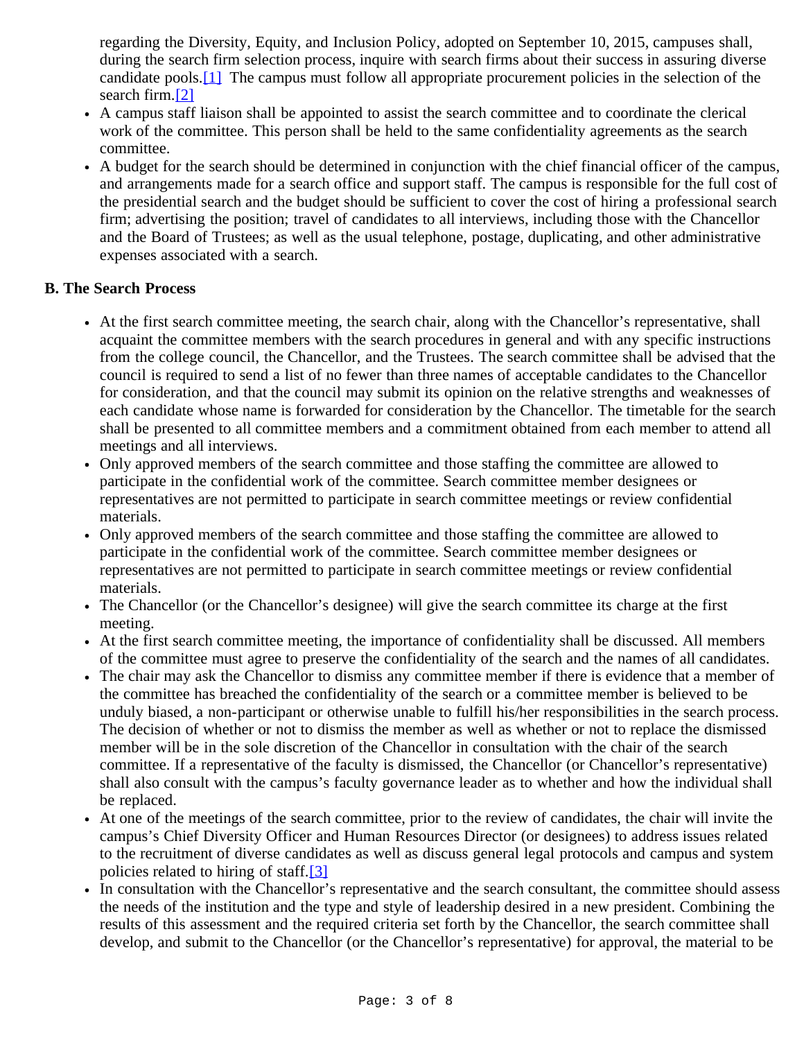regarding the Diversity, Equity, and Inclusion Policy, adopted on September 10, 2015, campuses shall, during the search firm selection process, inquire with search firms about their success in assuring diverse candidate pools.[1] The campus must follow all appropriate procurement policies in the selection of the search firm.[2]

- A campus staff liaison shall be appointed to assist the search committee and to coordinate the clerical work of the committee. This person shall be held to the same confidentiality agreements as the search committee.
- A budget for the search should be determined in conjunction with the chief financial officer of the campus, and arrangements made for a search office and support staff. The campus is responsible for the full cost of the presidential search and the budget should be sufficient to cover the cost of hiring a professional search firm; advertising the position; travel of candidates to all interviews, including those with the Chancellor and the Board of Trustees; as well as the usual telephone, postage, duplicating, and other administrative expenses associated with a search.

**B. The Search Process**

- At the first search committee meeting, the search chair, along with the Chancellor's representative, shall acquaint the committee members with the search procedures in general and with any specific instructions from the college council, the Chancellor, and the Trustees. The search committee shall be advised that the council is required to send a list of no fewer than three names of acceptable candidates to the Chancellor for consideration, and that the council may submit its opinion on the relative strengths and weaknesses of each candidate whose name is forwarded for consideration by the Chancellor. The timetable for the search shall be presented to all committee members and a commitment obtained from each member to attend all meetings and all interviews.
- Only approved members of the search committee and those staffing the committee are allowed to participate in the confidential work of the committee. Search committee member designees or representatives are not permitted to participate in search committee meetings or review confidential materials.
- Only approved members of the search committee and those staffing the committee are allowed to participate in the confidential work of the committee. Search committee member designees or representatives are not permitted to participate in search committee meetings or review confidential materials.
- The Chancellor (or the Chancellor's designee) will give the search committee its charge at the first meeting.
- At the first search committee meeting, the importance of confidentiality shall be discussed. All members of the committee must agree to preserve the confidentiality of the search and the names of all candidates.
- The chair may ask the Chancellor to dismiss any committee member if there is evidence that a member of the committee has breached the confidentiality of the search or a committee member is believed to be unduly biased, a non-participant or otherwise unable to fulfill his/her responsibilities in the search process. The decision of whether or not to dismiss the member as well as whether or not to replace the dismissed member will be in the sole discretion of the Chancellor in consultation with the chair of the search committee. If a representative of the faculty is dismissed, the Chancellor (or Chancellor's representative) shall also consult with the campus's faculty governance leader as to whether and how the individual shall be replaced.
- At one of the meetings of the search committee, prior to the review of candidates, the chair will invite the campus's Chief Diversity Officer and Human Resources Director (or designees) to address issues related to the recruitment of diverse candidates as well as discuss general legal protocols and campus and system policies related to hiring of staff.[3]
- In consultation with the Chancellor's representative and the search consultant, the committee should assess the needs of the institution and the type and style of leadership desired in a new president. Combining the results of this assessment and the required criteria set forth by the Chancellor, the search committee shall develop, and submit to the Chancellor (or the Chancellor's representative) for approval, the material to be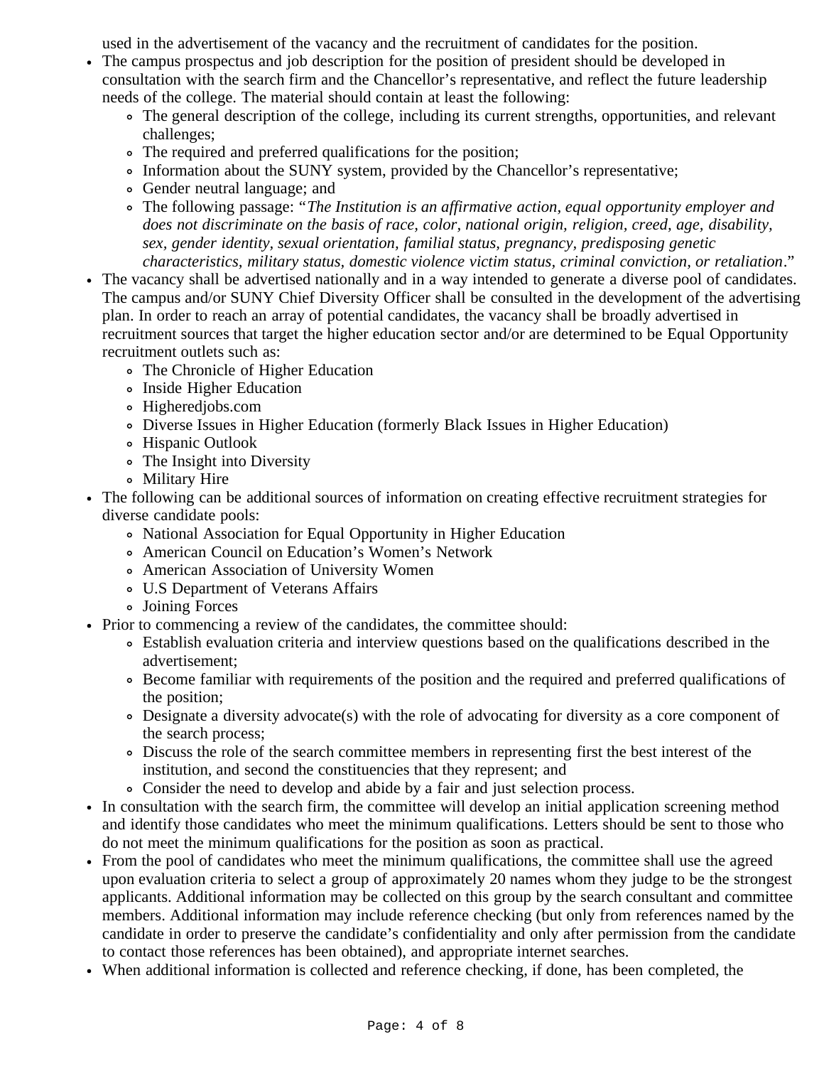used in the advertisement of the vacancy and the recruitment of candidates for the position.

- The campus prospectus and job description for the position of president should be developed in consultation with the search firm and the Chancellor's representative, and reflect the future leadership needs of the college. The material should contain at least the following:
  - The general description of the college, including its current strengths, opportunities, and relevant challenges;
  - The required and preferred qualifications for the position;
  - Information about the SUNY system, provided by the Chancellor's representative;
  - Gender neutral language; and
  - The following passage: "*The Institution is an affirmative action, equal opportunity employer and does not discriminate on the basis of race, color, national origin, religion, creed, age, disability, sex, gender identity, sexual orientation, familial status, pregnancy, predisposing genetic characteristics, military status, domestic violence victim status, criminal conviction, or retaliation*."
- The vacancy shall be advertised nationally and in a way intended to generate a diverse pool of candidates. The campus and/or SUNY Chief Diversity Officer shall be consulted in the development of the advertising plan. In order to reach an array of potential candidates, the vacancy shall be broadly advertised in recruitment sources that target the higher education sector and/or are determined to be Equal Opportunity recruitment outlets such as:
  - The Chronicle of Higher Education
  - Inside Higher Education
  - Higheredjobs.com
  - Diverse Issues in Higher Education (formerly Black Issues in Higher Education)
  - Hispanic Outlook
  - The Insight into Diversity
  - Military Hire
- The following can be additional sources of information on creating effective recruitment strategies for diverse candidate pools:
  - National Association for Equal Opportunity in Higher Education
  - American Council on Education's Women's Network
  - American Association of University Women
  - U.S Department of Veterans Affairs
  - Joining Forces
- Prior to commencing a review of the candidates, the committee should:
  - Establish evaluation criteria and interview questions based on the qualifications described in the advertisement;
  - Become familiar with requirements of the position and the required and preferred qualifications of the position;
  - Designate a diversity advocate(s) with the role of advocating for diversity as a core component of the search process;
  - Discuss the role of the search committee members in representing first the best interest of the institution, and second the constituencies that they represent; and
  - Consider the need to develop and abide by a fair and just selection process.
- In consultation with the search firm, the committee will develop an initial application screening method and identify those candidates who meet the minimum qualifications. Letters should be sent to those who do not meet the minimum qualifications for the position as soon as practical.
- From the pool of candidates who meet the minimum qualifications, the committee shall use the agreed upon evaluation criteria to select a group of approximately 20 names whom they judge to be the strongest applicants. Additional information may be collected on this group by the search consultant and committee members. Additional information may include reference checking (but only from references named by the candidate in order to preserve the candidate's confidentiality and only after permission from the candidate to contact those references has been obtained), and appropriate internet searches.
- When additional information is collected and reference checking, if done, has been completed, the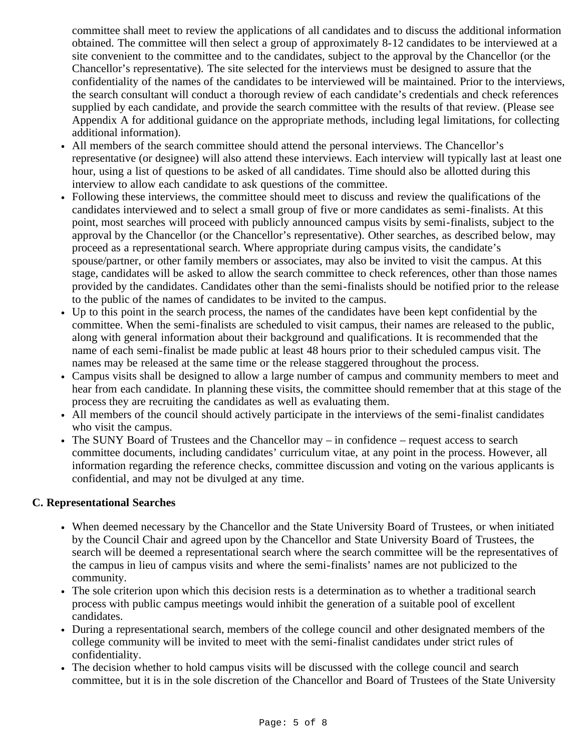committee shall meet to review the applications of all candidates and to discuss the additional information obtained. The committee will then select a group of approximately 8-12 candidates to be interviewed at a site convenient to the committee and to the candidates, subject to the approval by the Chancellor (or the Chancellor's representative). The site selected for the interviews must be designed to assure that the confidentiality of the names of the candidates to be interviewed will be maintained. Prior to the interviews, the search consultant will conduct a thorough review of each candidate's credentials and check references supplied by each candidate, and provide the search committee with the results of that review. (Please see Appendix A for additional guidance on the appropriate methods, including legal limitations, for collecting additional information).

- All members of the search committee should attend the personal interviews. The Chancellor's representative (or designee) will also attend these interviews. Each interview will typically last at least one hour, using a list of questions to be asked of all candidates. Time should also be allotted during this interview to allow each candidate to ask questions of the committee.
- Following these interviews, the committee should meet to discuss and review the qualifications of the candidates interviewed and to select a small group of five or more candidates as semi-finalists. At this point, most searches will proceed with publicly announced campus visits by semi-finalists, subject to the approval by the Chancellor (or the Chancellor's representative). Other searches, as described below, may proceed as a representational search. Where appropriate during campus visits, the candidate's spouse/partner, or other family members or associates, may also be invited to visit the campus. At this stage, candidates will be asked to allow the search committee to check references, other than those names provided by the candidates. Candidates other than the semi-finalists should be notified prior to the release to the public of the names of candidates to be invited to the campus.
- Up to this point in the search process, the names of the candidates have been kept confidential by the committee. When the semi-finalists are scheduled to visit campus, their names are released to the public, along with general information about their background and qualifications. It is recommended that the name of each semi-finalist be made public at least 48 hours prior to their scheduled campus visit. The names may be released at the same time or the release staggered throughout the process.
- Campus visits shall be designed to allow a large number of campus and community members to meet and hear from each candidate. In planning these visits, the committee should remember that at this stage of the process they are recruiting the candidates as well as evaluating them.
- All members of the council should actively participate in the interviews of the semi-finalist candidates who visit the campus.
- The SUNY Board of Trustees and the Chancellor may – in confidence – request access to search committee documents, including candidates' curriculum vitae, at any point in the process. However, all information regarding the reference checks, committee discussion and voting on the various applicants is confidential, and may not be divulged at any time.

### C. Representational Searches

- When deemed necessary by the Chancellor and the State University Board of Trustees, or when initiated by the Council Chair and agreed upon by the Chancellor and State University Board of Trustees, the search will be deemed a representational search where the search committee will be the representatives of the campus in lieu of campus visits and where the semi-finalists' names are not publicized to the community.
- The sole criterion upon which this decision rests is a determination as to whether a traditional search process with public campus meetings would inhibit the generation of a suitable pool of excellent candidates.
- During a representational search, members of the college council and other designated members of the college community will be invited to meet with the semi-finalist candidates under strict rules of confidentiality.
- The decision whether to hold campus visits will be discussed with the college council and search committee, but it is in the sole discretion of the Chancellor and Board of Trustees of the State University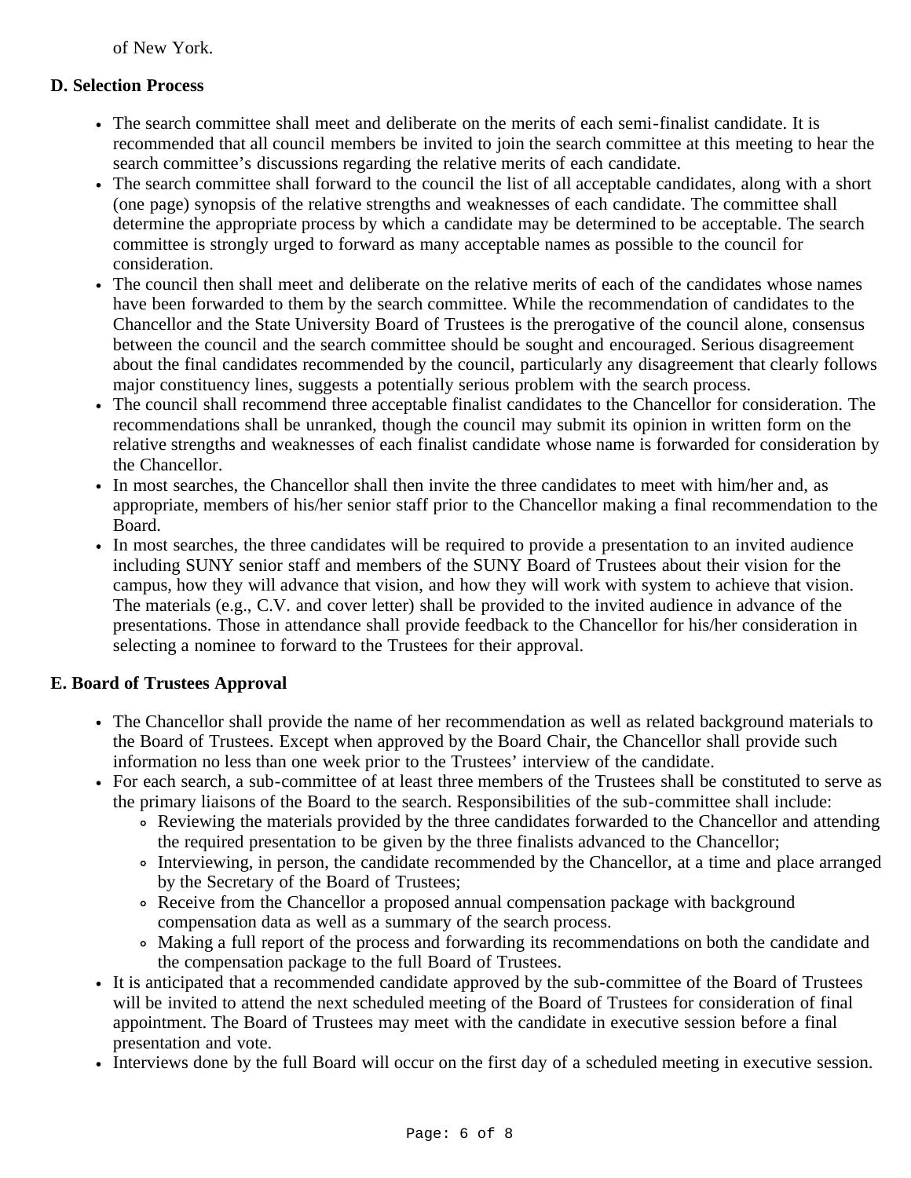of New York.

**D. Selection Process**

- The search committee shall meet and deliberate on the merits of each semi-finalist candidate. It is recommended that all council members be invited to join the search committee at this meeting to hear the search committee's discussions regarding the relative merits of each candidate.
- The search committee shall forward to the council the list of all acceptable candidates, along with a short (one page) synopsis of the relative strengths and weaknesses of each candidate. The committee shall determine the appropriate process by which a candidate may be determined to be acceptable. The search committee is strongly urged to forward as many acceptable names as possible to the council for consideration.
- The council then shall meet and deliberate on the relative merits of each of the candidates whose names have been forwarded to them by the search committee. While the recommendation of candidates to the Chancellor and the State University Board of Trustees is the prerogative of the council alone, consensus between the council and the search committee should be sought and encouraged. Serious disagreement about the final candidates recommended by the council, particularly any disagreement that clearly follows major constituency lines, suggests a potentially serious problem with the search process.
- The council shall recommend three acceptable finalist candidates to the Chancellor for consideration. The recommendations shall be unranked, though the council may submit its opinion in written form on the relative strengths and weaknesses of each finalist candidate whose name is forwarded for consideration by the Chancellor.
- In most searches, the Chancellor shall then invite the three candidates to meet with him/her and, as appropriate, members of his/her senior staff prior to the Chancellor making a final recommendation to the Board.
- In most searches, the three candidates will be required to provide a presentation to an invited audience including SUNY senior staff and members of the SUNY Board of Trustees about their vision for the campus, how they will advance that vision, and how they will work with system to achieve that vision. The materials (e.g., C.V. and cover letter) shall be provided to the invited audience in advance of the presentations. Those in attendance shall provide feedback to the Chancellor for his/her consideration in selecting a nominee to forward to the Trustees for their approval.

**E. Board of Trustees Approval**

- The Chancellor shall provide the name of her recommendation as well as related background materials to the Board of Trustees. Except when approved by the Board Chair, the Chancellor shall provide such information no less than one week prior to the Trustees' interview of the candidate.
- For each search, a sub-committee of at least three members of the Trustees shall be constituted to serve as the primary liaisons of the Board to the search. Responsibilities of the sub-committee shall include:
  - Reviewing the materials provided by the three candidates forwarded to the Chancellor and attending the required presentation to be given by the three finalists advanced to the Chancellor;
  - Interviewing, in person, the candidate recommended by the Chancellor, at a time and place arranged by the Secretary of the Board of Trustees;
  - Receive from the Chancellor a proposed annual compensation package with background compensation data as well as a summary of the search process.
  - Making a full report of the process and forwarding its recommendations on both the candidate and the compensation package to the full Board of Trustees.
- It is anticipated that a recommended candidate approved by the sub-committee of the Board of Trustees will be invited to attend the next scheduled meeting of the Board of Trustees for consideration of final appointment. The Board of Trustees may meet with the candidate in executive session before a final presentation and vote.
- Interviews done by the full Board will occur on the first day of a scheduled meeting in executive session.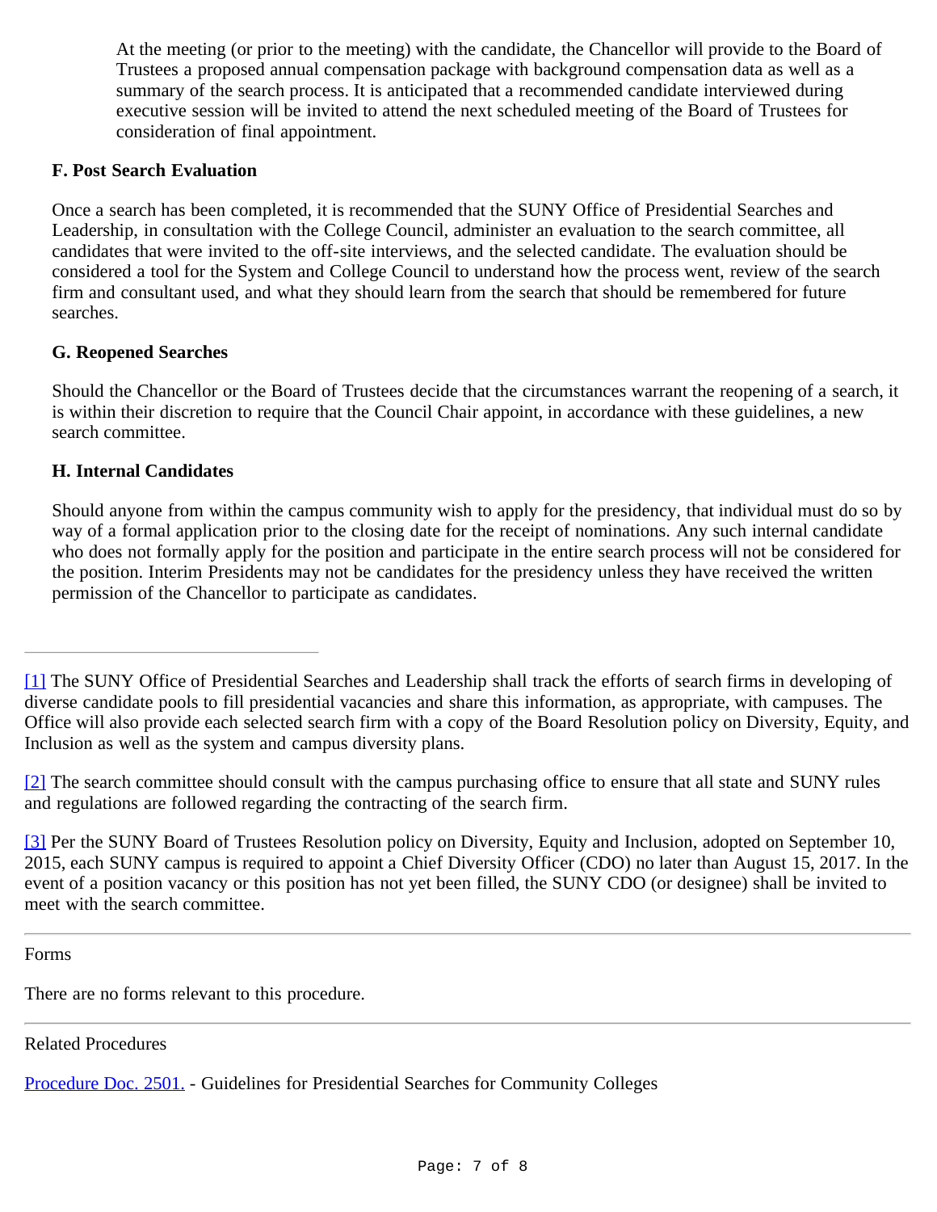At the meeting (or prior to the meeting) with the candidate, the Chancellor will provide to the Board of Trustees a proposed annual compensation package with background compensation data as well as a summary of the search process. It is anticipated that a recommended candidate interviewed during executive session will be invited to attend the next scheduled meeting of the Board of Trustees for consideration of final appointment.

**F. Post Search Evaluation**

Once a search has been completed, it is recommended that the SUNY Office of Presidential Searches and Leadership, in consultation with the College Council, administer an evaluation to the search committee, all candidates that were invited to the off-site interviews, and the selected candidate. The evaluation should be considered a tool for the System and College Council to understand how the process went, review of the search firm and consultant used, and what they should learn from the search that should be remembered for future searches.

**G. Reopened Searches**

Should the Chancellor or the Board of Trustees decide that the circumstances warrant the reopening of a search, it is within their discretion to require that the Council Chair appoint, in accordance with these guidelines, a new search committee.

**H. Internal Candidates**

Should anyone from within the campus community wish to apply for the presidency, that individual must do so by way of a formal application prior to the closing date for the receipt of nominations. Any such internal candidate who does not formally apply for the position and participate in the entire search process will not be considered for the position. Interim Presidents may not be candidates for the presidency unless they have received the written permission of the Chancellor to participate as candidates.

---

[1] The SUNY Office of Presidential Searches and Leadership shall track the efforts of search firms in developing of diverse candidate pools to fill presidential vacancies and share this information, as appropriate, with campuses. The Office will also provide each selected search firm with a copy of the Board Resolution policy on Diversity, Equity, and Inclusion as well as the system and campus diversity plans.

[2] The search committee should consult with the campus purchasing office to ensure that all state and SUNY rules and regulations are followed regarding the contracting of the search firm.

[3] Per the SUNY Board of Trustees Resolution policy on Diversity, Equity and Inclusion, adopted on September 10, 2015, each SUNY campus is required to appoint a Chief Diversity Officer (CDO) no later than August 15, 2017. In the event of a position vacancy or this position has not yet been filled, the SUNY CDO (or designee) shall be invited to meet with the search committee.

---

Forms

There are no forms relevant to this procedure.

---

Related Procedures

Procedure Doc. 2501. - Guidelines for Presidential Searches for Community Colleges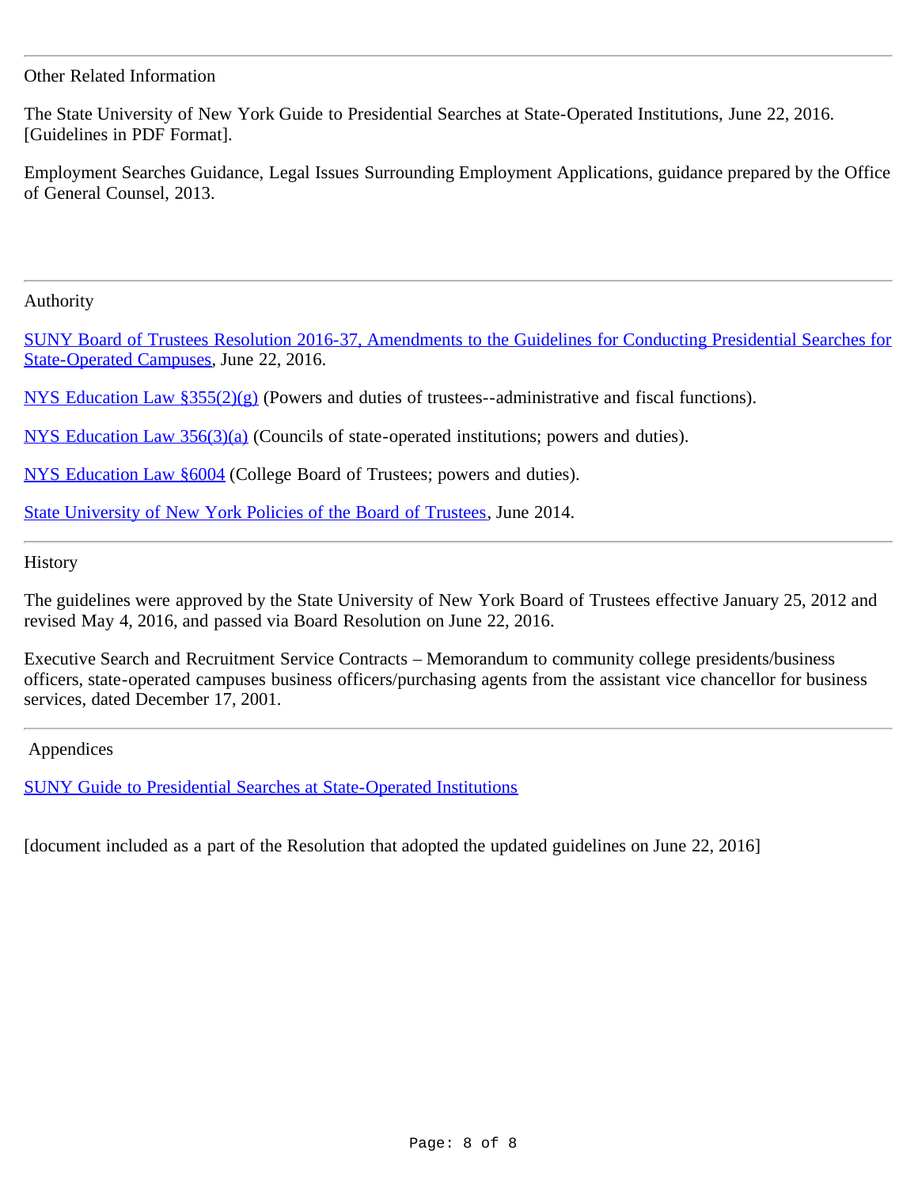## Other Related Information

The State University of New York Guide to Presidential Searches at State-Operated Institutions, June 22, 2016. [Guidelines in PDF Format].

Employment Searches Guidance, Legal Issues Surrounding Employment Applications, guidance prepared by the Office of General Counsel, 2013.

## Authority

SUNY Board of Trustees Resolution 2016-37, Amendments to the Guidelines for Conducting Presidential Searches for State-Operated Campuses, June 22, 2016.

NYS Education Law §355(2)(g) (Powers and duties of trustees--administrative and fiscal functions).

NYS Education Law 356(3)(a) (Councils of state-operated institutions; powers and duties).

NYS Education Law §6004 (College Board of Trustees; powers and duties).

State University of New York Policies of the Board of Trustees, June 2014.

## History

The guidelines were approved by the State University of New York Board of Trustees effective January 25, 2012 and revised May 4, 2016, and passed via Board Resolution on June 22, 2016.

Executive Search and Recruitment Service Contracts – Memorandum to community college presidents/business officers, state-operated campuses business officers/purchasing agents from the assistant vice chancellor for business services, dated December 17, 2001.

## Appendices

SUNY Guide to Presidential Searches at State-Operated Institutions

[document included as a part of the Resolution that adopted the updated guidelines on June 22, 2016]